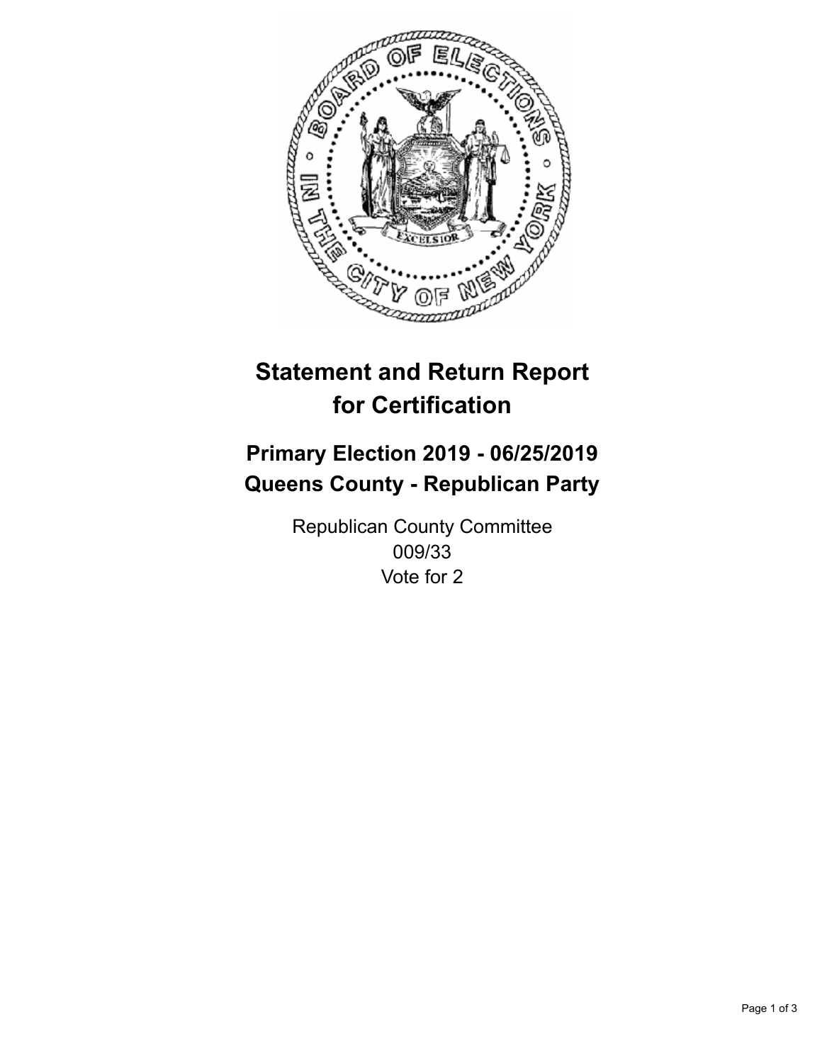# Statement and Return Report for Certification

## Primary Election 2019 - 06/25/2019
## Queens County - Republican Party

Republican County Committee
009/33
Vote for 2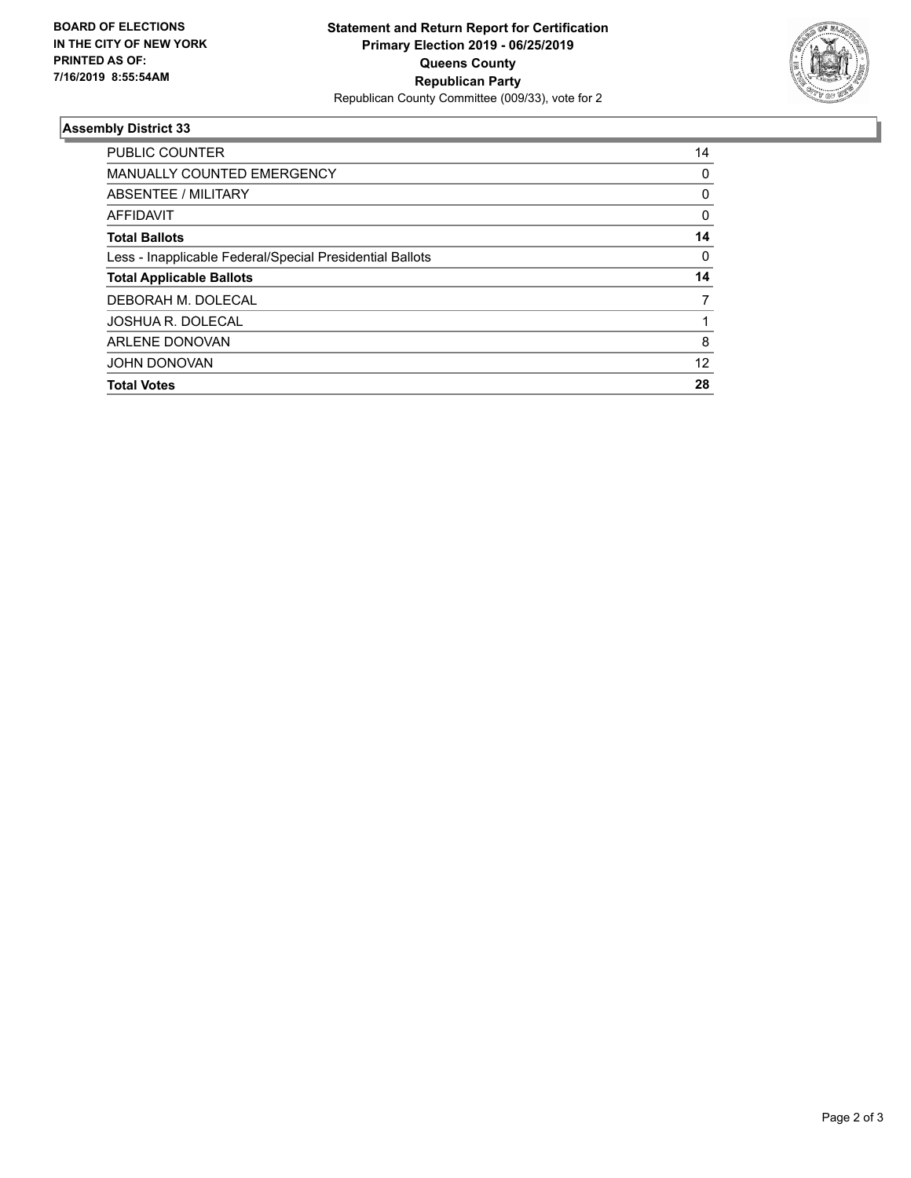**BOARD OF ELECTIONS IN THE CITY OF NEW YORK PRINTED AS OF: 7/16/2019 8:55:54AM**

**Statement and Return Report for Certification**
**Primary Election 2019 - 06/25/2019**
**Queens County**
**Republican Party**
Republican County Committee (009/33), vote for 2

### Assembly District 33

| | |
|---|---|
| PUBLIC COUNTER | 14 |
| MANUALLY COUNTED EMERGENCY | 0 |
| ABSENTEE / MILITARY | 0 |
| AFFIDAVIT | 0 |
| **Total Ballots** | **14** |
| Less - Inapplicable Federal/Special Presidential Ballots | 0 |
| **Total Applicable Ballots** | **14** |
| DEBORAH M. DOLECAL | 7 |
| JOSHUA R. DOLECAL | 1 |
| ARLENE DONOVAN | 8 |
| JOHN DONOVAN | 12 |
| **Total Votes** | **28** |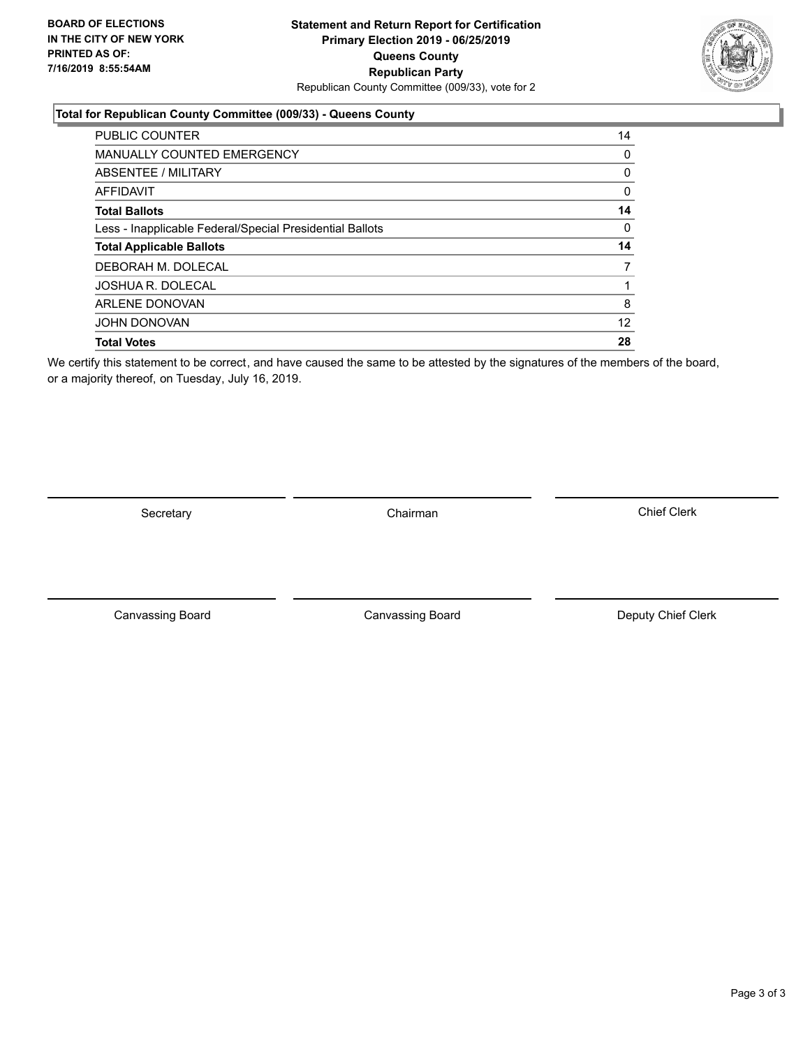**BOARD OF ELECTIONS IN THE CITY OF NEW YORK PRINTED AS OF: 7/16/2019 8:55:54AM**

**Statement and Return Report for Certification**
**Primary Election 2019 - 06/25/2019**
**Queens County**
**Republican Party**
Republican County Committee (009/33), vote for 2

### Total for Republican County Committee (009/33) - Queens County

| | |
|---|---|
| PUBLIC COUNTER | 14 |
| MANUALLY COUNTED EMERGENCY | 0 |
| ABSENTEE / MILITARY | 0 |
| AFFIDAVIT | 0 |
| **Total Ballots** | **14** |
| Less - Inapplicable Federal/Special Presidential Ballots | 0 |
| **Total Applicable Ballots** | **14** |
| DEBORAH M. DOLECAL | 7 |
| JOSHUA R. DOLECAL | 1 |
| ARLENE DONOVAN | 8 |
| JOHN DONOVAN | 12 |
| **Total Votes** | **28** |

We certify this statement to be correct, and have caused the same to be attested by the signatures of the members of the board, or a majority thereof, on Tuesday, July 16, 2019.

Secretary

Chairman

Chief Clerk

Canvassing Board

Canvassing Board

Deputy Chief Clerk